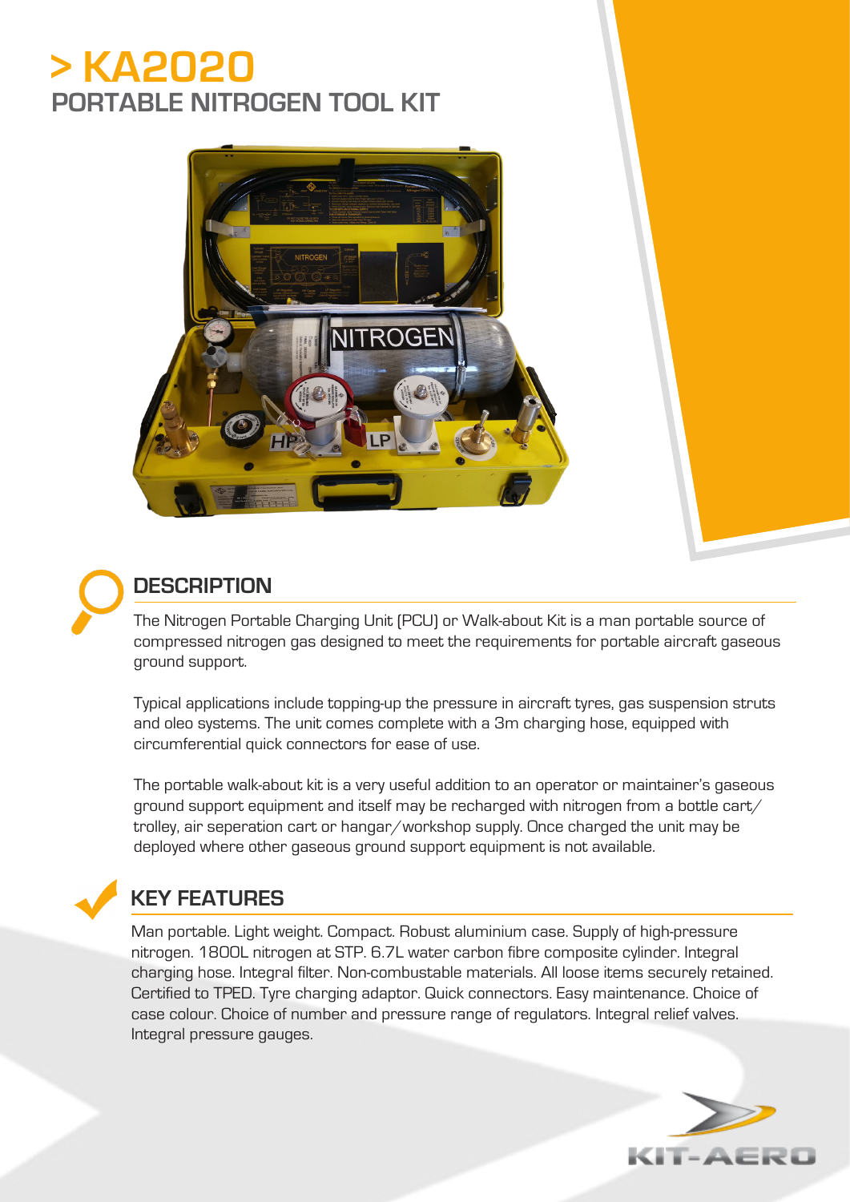# > KA2020

## PORTABLE NITROGEN TOOL KIT

## DESCRIPTION

The Nitrogen Portable Charging Unit (PCU) or Walk-about Kit is a man portable source of compressed nitrogen gas designed to meet the requirements for portable aircraft gaseous ground support.

Typical applications include topping-up the pressure in aircraft tyres, gas suspension struts and oleo systems. The unit comes complete with a 3m charging hose, equipped with circumferential quick connectors for ease of use.

The portable walk-about kit is a very useful addition to an operator or maintainer's gaseous ground support equipment and itself may be recharged with nitrogen from a bottle cart/trolley, air seperation cart or hangar/workshop supply. Once charged the unit may be deployed where other gaseous ground support equipment is not available.

## KEY FEATURES

Man portable. Light weight. Compact. Robust aluminium case. Supply of high-pressure nitrogen. 1800L nitrogen at STP. 6.7L water carbon fibre composite cylinder. Integral charging hose. Integral filter. Non-combustable materials. All loose items securely retained. Certified to TPED. Tyre charging adaptor. Quick connectors. Easy maintenance. Choice of case colour. Choice of number and pressure range of regulators. Integral relief valves. Integral pressure gauges.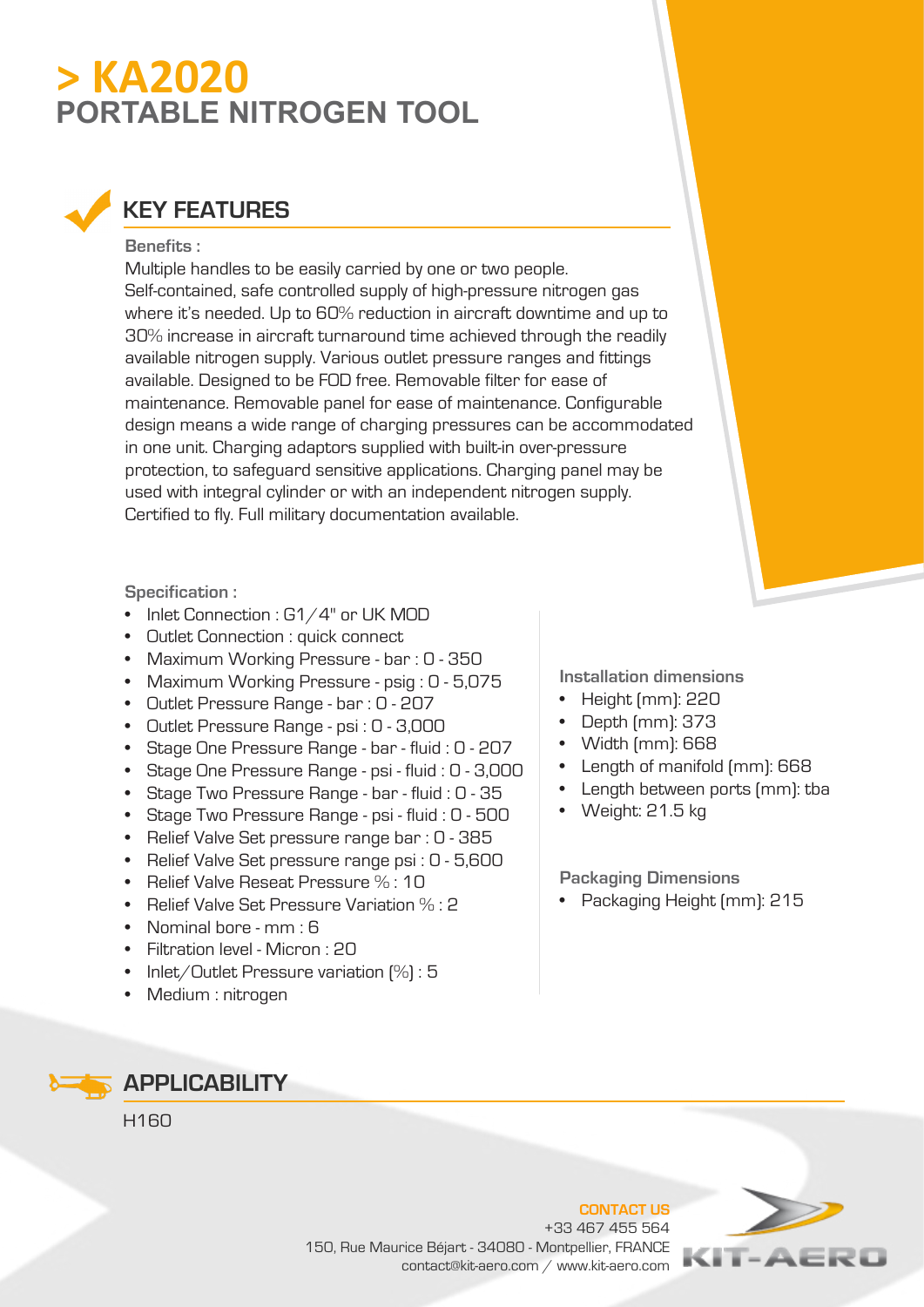# > KA2020
# PORTABLE NITROGEN TOOL

## KEY FEATURES

**Benefits :**

Multiple handles to be easily carried by one or two people. Self-contained, safe controlled supply of high-pressure nitrogen gas where it's needed. Up to 60% reduction in aircraft downtime and up to 30% increase in aircraft turnaround time achieved through the readily available nitrogen supply. Various outlet pressure ranges and fittings available. Designed to be FOD free. Removable filter for ease of maintenance. Removable panel for ease of maintenance. Configurable design means a wide range of charging pressures can be accommodated in one unit. Charging adaptors supplied with built-in over-pressure protection, to safeguard sensitive applications. Charging panel may be used with integral cylinder or with an independent nitrogen supply. Certified to fly. Full military documentation available.

**Specification :**

- Inlet Connection : G1/4" or UK MOD
- Outlet Connection : quick connect
- Maximum Working Pressure - bar : 0 - 350
- Maximum Working Pressure - psig : 0 - 5,075
- Outlet Pressure Range - bar : 0 - 207
- Outlet Pressure Range - psi : 0 - 3,000
- Stage One Pressure Range - bar - fluid : 0 - 207
- Stage One Pressure Range - psi - fluid : 0 - 3,000
- Stage Two Pressure Range - bar - fluid : 0 - 35
- Stage Two Pressure Range - psi - fluid : 0 - 500
- Relief Valve Set pressure range bar : 0 - 385
- Relief Valve Set pressure range psi : 0 - 5,600
- Relief Valve Reseat Pressure % : 10
- Relief Valve Set Pressure Variation % : 2
- Nominal bore - mm : 6
- Filtration level - Micron : 20
- Inlet/Outlet Pressure variation (%) : 5
- Medium : nitrogen

**Installation dimensions**

- Height (mm): 220
- Depth (mm): 373
- Width (mm): 668
- Length of manifold (mm): 668
- Length between ports (mm): tba
- Weight: 21.5 kg

**Packaging Dimensions**

- Packaging Height (mm): 215

## APPLICABILITY

H160

**CONTACT US**

+33 467 455 564

150, Rue Maurice Béjart - 34080 - Montpellier, FRANCE

contact@kit-aero.com / www.kit-aero.com

KIT-AERO